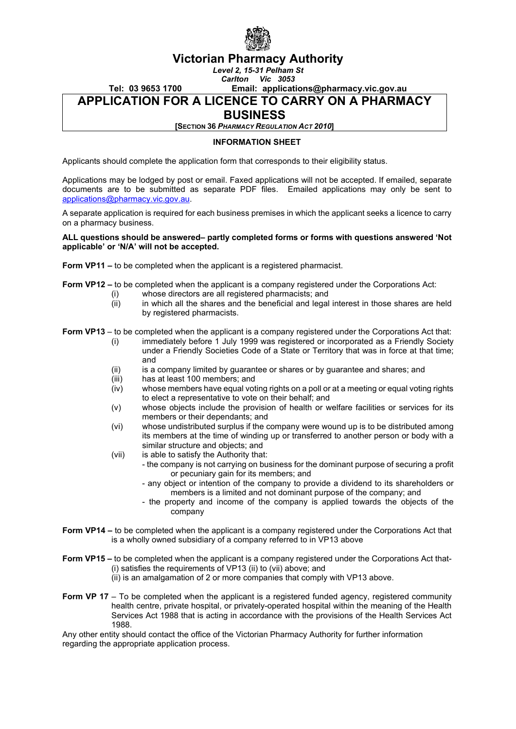# Victorian Pharmacy Authority

*Level 2, 15-31 Pelham St*
*Carlton Vic 3053*

**Tel: 03 9653 1700** **Email: applications@pharmacy.vic.gov.au**

## APPLICATION FOR A LICENCE TO CARRY ON A PHARMACY BUSINESS

**[SECTION 36 *PHARMACY REGULATION ACT 2010*]**

### INFORMATION SHEET

Applicants should complete the application form that corresponds to their eligibility status.

Applications may be lodged by post or email. Faxed applications will not be accepted. If emailed, separate documents are to be submitted as separate PDF files. Emailed applications may only be sent to applications@pharmacy.vic.gov.au.

A separate application is required for each business premises in which the applicant seeks a licence to carry on a pharmacy business.

**ALL questions should be answered– partly completed forms or forms with questions answered 'Not applicable' or 'N/A' will not be accepted.**

**Form VP11 –** to be completed when the applicant is a registered pharmacist.

**Form VP12 –** to be completed when the applicant is a company registered under the Corporations Act:

(i) whose directors are all registered pharmacists; and
(ii) in which all the shares and the beneficial and legal interest in those shares are held by registered pharmacists.

**Form VP13** – to be completed when the applicant is a company registered under the Corporations Act that:

(i) immediately before 1 July 1999 was registered or incorporated as a Friendly Society under a Friendly Societies Code of a State or Territory that was in force at that time; and
(ii) is a company limited by guarantee or shares or by guarantee and shares; and
(iii) has at least 100 members; and
(iv) whose members have equal voting rights on a poll or at a meeting or equal voting rights to elect a representative to vote on their behalf; and
(v) whose objects include the provision of health or welfare facilities or services for its members or their dependants; and
(vi) whose undistributed surplus if the company were wound up is to be distributed among its members at the time of winding up or transferred to another person or body with a similar structure and objects; and
(vii) is able to satisfy the Authority that:
- the company is not carrying on business for the dominant purpose of securing a profit or pecuniary gain for its members; and
- any object or intention of the company to provide a dividend to its shareholders or members is a limited and not dominant purpose of the company; and
- the property and income of the company is applied towards the objects of the company

**Form VP14 –** to be completed when the applicant is a company registered under the Corporations Act that is a wholly owned subsidiary of a company referred to in VP13 above

**Form VP15 –** to be completed when the applicant is a company registered under the Corporations Act that-

(i) satisfies the requirements of VP13 (ii) to (vii) above; and
(ii) is an amalgamation of 2 or more companies that comply with VP13 above.

**Form VP 17** – To be completed when the applicant is a registered funded agency, registered community health centre, private hospital, or privately-operated hospital within the meaning of the Health Services Act 1988 that is acting in accordance with the provisions of the Health Services Act 1988.

Any other entity should contact the office of the Victorian Pharmacy Authority for further information regarding the appropriate application process.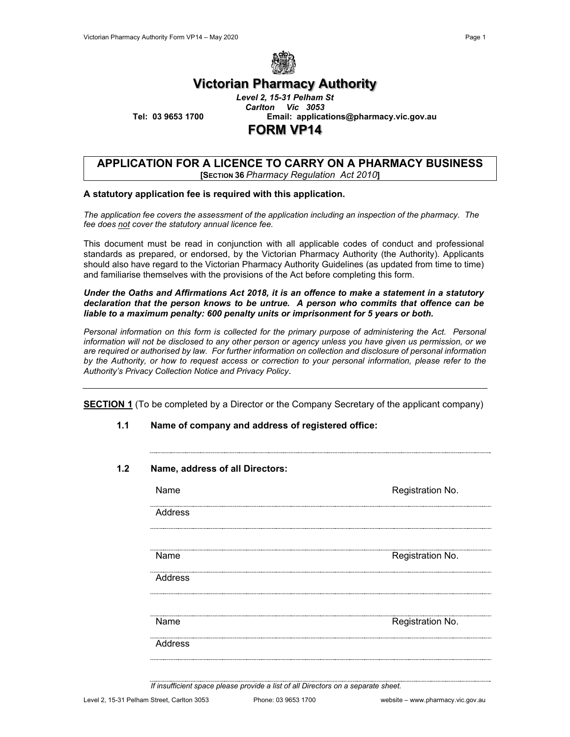# Victorian Pharmacy Authority

*Level 2, 15-31 Pelham St*
*Carlton Vic 3053*

**Tel: 03 9653 1700** **Email: applications@pharmacy.vic.gov.au**

# FORM VP14

## APPLICATION FOR A LICENCE TO CARRY ON A PHARMACY BUSINESS

**[SECTION 36** *Pharmacy Regulation Act 2010***]**

**A statutory application fee is required with this application.**

*The application fee covers the assessment of the application including an inspection of the pharmacy. The fee does not cover the statutory annual licence fee.*

This document must be read in conjunction with all applicable codes of conduct and professional standards as prepared, or endorsed, by the Victorian Pharmacy Authority (the Authority). Applicants should also have regard to the Victorian Pharmacy Authority Guidelines (as updated from time to time) and familiarise themselves with the provisions of the Act before completing this form.

***Under the Oaths and Affirmations Act 2018, it is an offence to make a statement in a statutory declaration that the person knows to be untrue. A person who commits that offence can be liable to a maximum penalty: 600 penalty units or imprisonment for 5 years or both.***

*Personal information on this form is collected for the primary purpose of administering the Act. Personal information will not be disclosed to any other person or agency unless you have given us permission, or we are required or authorised by law. For further information on collection and disclosure of personal information by the Authority, or how to request access or correction to your personal information, please refer to the Authority's Privacy Collection Notice and Privacy Policy*.

---

**SECTION 1** (To be completed by a Director or the Company Secretary of the applicant company)

**1.1 Name of company and address of registered office:**

..............................................................................................................

**1.2 Name, address of all Directors:**

Name .............................................................................................. Registration No. ..................

Address ..............................................................................................................

..............................................................................................................

Name .............................................................................................. Registration No. ..................

Address ..............................................................................................................

..............................................................................................................

Name .............................................................................................. Registration No. ..................

Address ..............................................................................................................

..............................................................................................................

*If insufficient space please provide a list of all Directors on a separate sheet.*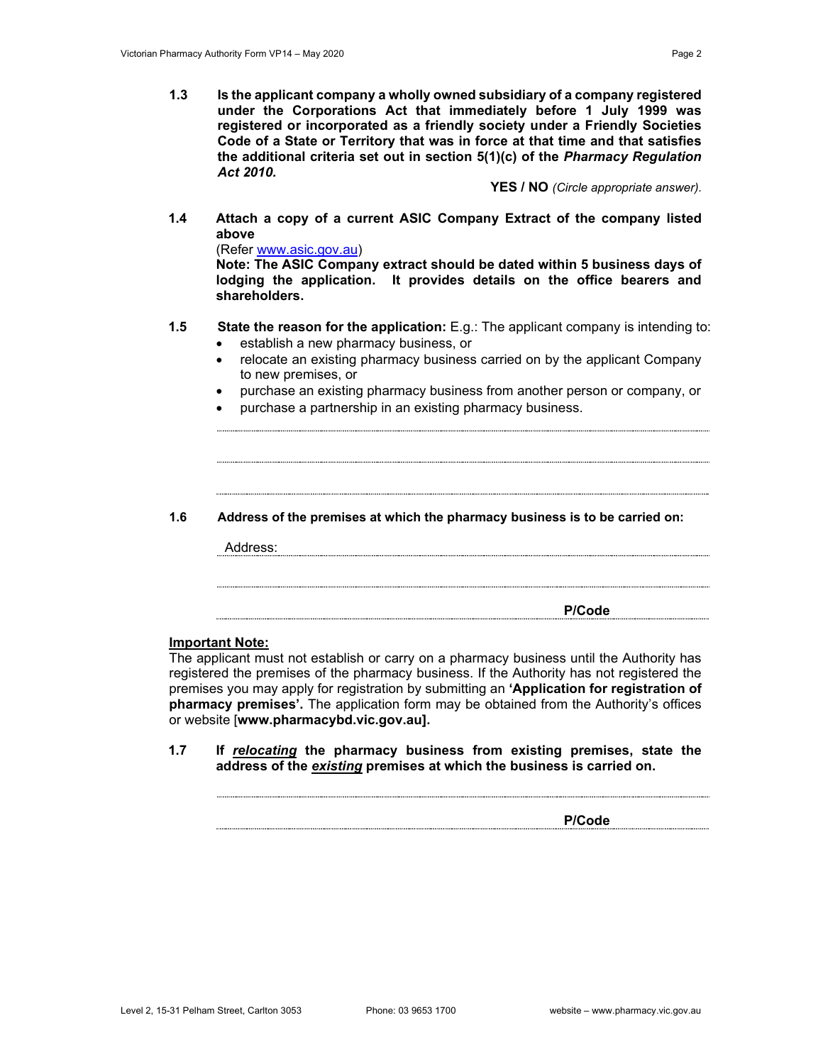**1.3 Is the applicant company a wholly owned subsidiary of a company registered under the Corporations Act that immediately before 1 July 1999 was registered or incorporated as a friendly society under a Friendly Societies Code of a State or Territory that was in force at that time and that satisfies the additional criteria set out in section 5(1)(c) of the *Pharmacy Regulation Act 2010.***

**YES / NO** *(Circle appropriate answer).*

**1.4 Attach a copy of a current ASIC Company Extract of the company listed above**

(Refer www.asic.gov.au)

**Note: The ASIC Company extract should be dated within 5 business days of lodging the application. It provides details on the office bearers and shareholders.**

**1.5 State the reason for the application:** E.g.: The applicant company is intending to:

- establish a new pharmacy business, or
- relocate an existing pharmacy business carried on by the applicant Company to new premises, or
- purchase an existing pharmacy business from another person or company, or
- purchase a partnership in an existing pharmacy business.

..............................................................................................................

..............................................................................................................

..............................................................................................................

**1.6 Address of the premises at which the pharmacy business is to be carried on:**

Address: ..............................................................................................................

..............................................................................................................

.............................................................................................. **P/Code** ..............

**Important Note:**

The applicant must not establish or carry on a pharmacy business until the Authority has registered the premises of the pharmacy business. If the Authority has not registered the premises you may apply for registration by submitting an **'Application for registration of pharmacy premises'.** The application form may be obtained from the Authority's offices or website [**www.pharmacybd.vic.gov.au].**

**1.7 If *relocating* the pharmacy business from existing premises, state the address of the *existing* premises at which the business is carried on.**

..............................................................................................................

.............................................................................................. **P/Code** ..............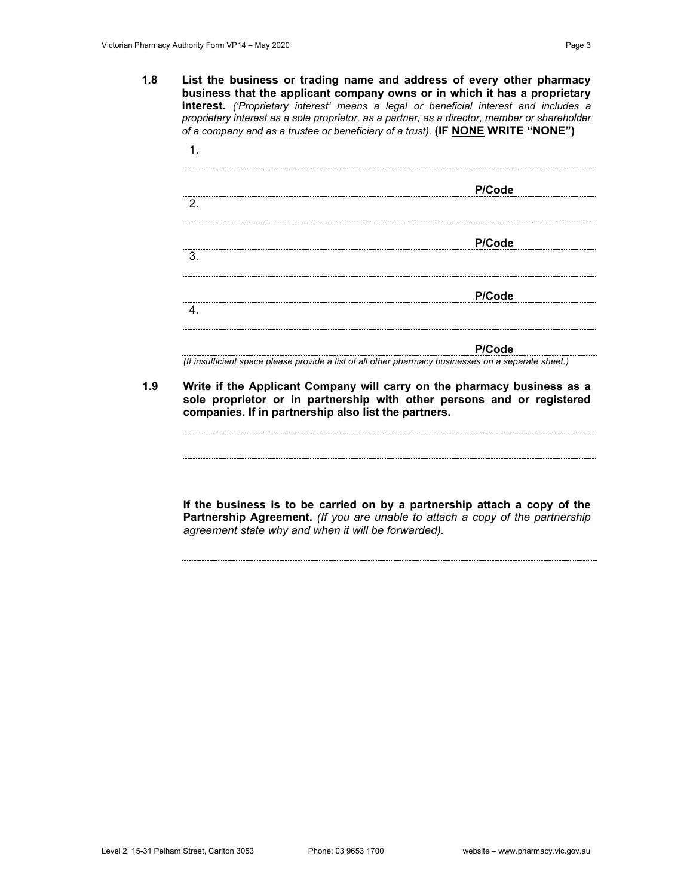**1.8 List the business or trading name and address of every other pharmacy business that the applicant company owns or in which it has a proprietary interest.** *('Proprietary interest' means a legal or beneficial interest and includes a proprietary interest as a sole proprietor, as a partner, as a director, member or shareholder of a company and as a trustee or beneficiary of a trust).* **(IF NONE WRITE "NONE")**

1.

**P/Code**

2.

**P/Code**

3.

**P/Code**

4.

**P/Code**

*(If insufficient space please provide a list of all other pharmacy businesses on a separate sheet.)*

**1.9 Write if the Applicant Company will carry on the pharmacy business as a sole proprietor or in partnership with other persons and or registered companies. If in partnership also list the partners.**

**If the business is to be carried on by a partnership attach a copy of the Partnership Agreement.** *(If you are unable to attach a copy of the partnership agreement state why and when it will be forwarded).*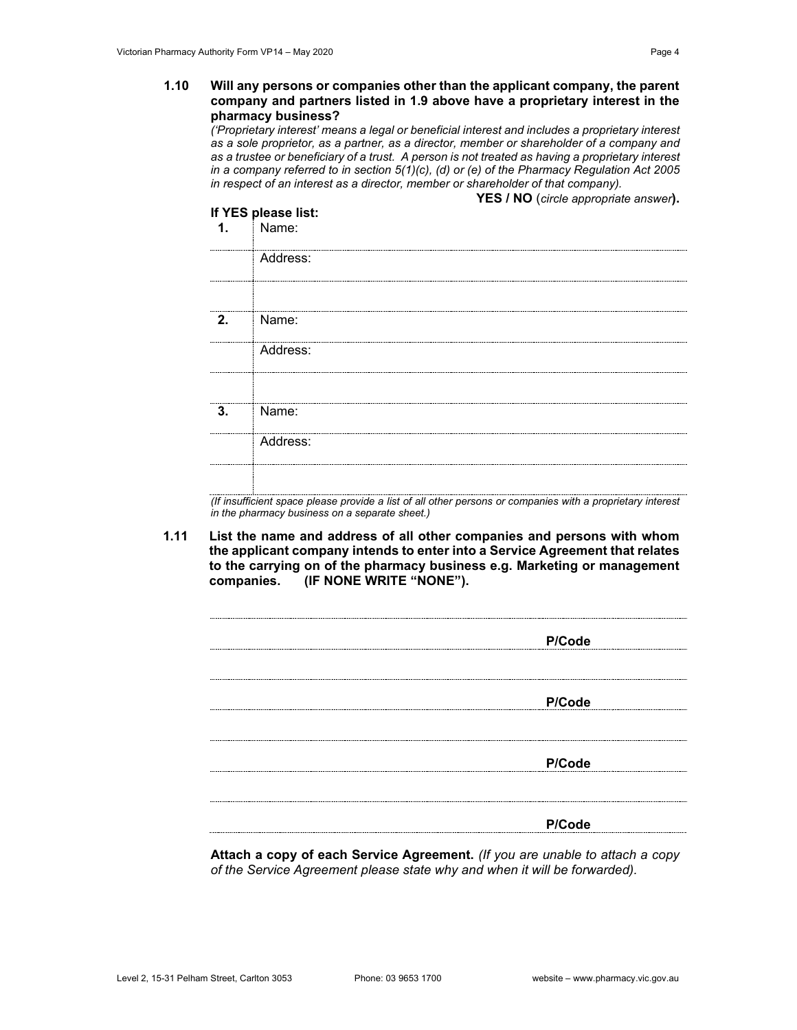**1.10 Will any persons or companies other than the applicant company, the parent company and partners listed in 1.9 above have a proprietary interest in the pharmacy business?**

*('Proprietary interest' means a legal or beneficial interest and includes a proprietary interest as a sole proprietor, as a partner, as a director, member or shareholder of a company and as a trustee or beneficiary of a trust. A person is not treated as having a proprietary interest in a company referred to in section 5(1)(c), (d) or (e) of the Pharmacy Regulation Act 2005 in respect of an interest as a director, member or shareholder of that company).*

**YES / NO** (*circle appropriate answer*).

**If YES please list:**

| | |
|---|---|
| **1.** | Name: |
| | Address: |
| | |
| **2.** | Name: |
| | Address: |
| | |
| **3.** | Name: |
| | Address: |
| | |

*(If insufficient space please provide a list of all other persons or companies with a proprietary interest in the pharmacy business on a separate sheet.)*

**1.11 List the name and address of all other companies and persons with whom the applicant company intends to enter into a Service Agreement that relates to the carrying on of the pharmacy business e.g. Marketing or management companies. (IF NONE WRITE "NONE").**

......................................................................................................

...................................................................... **P/Code** ..................

......................................................................................................

...................................................................... **P/Code** ..................

......................................................................................................

...................................................................... **P/Code** ..................

......................................................................................................

...................................................................... **P/Code** ..................

**Attach a copy of each Service Agreement.** *(If you are unable to attach a copy of the Service Agreement please state why and when it will be forwarded).*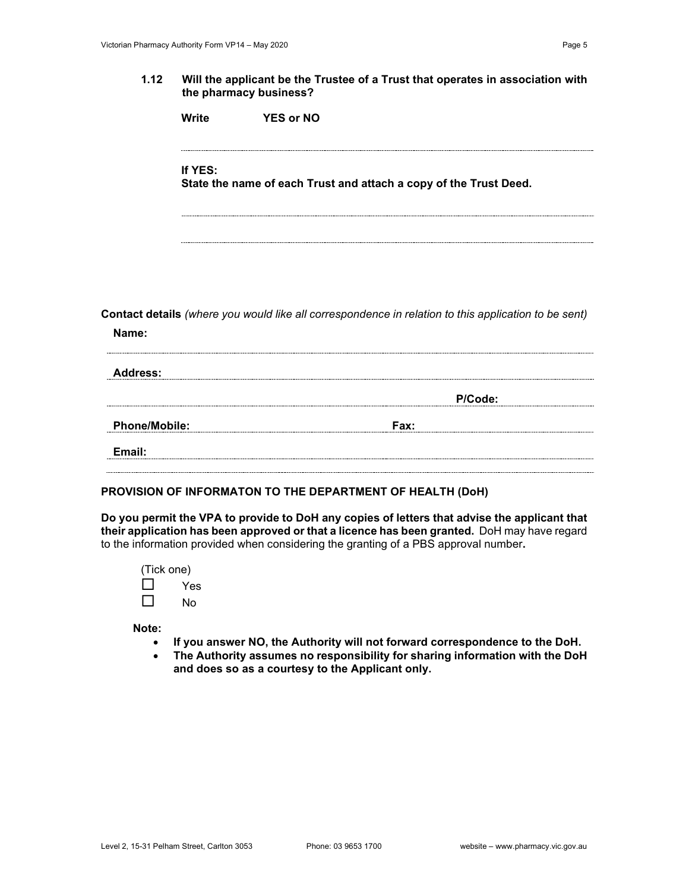**1.12 Will the applicant be the Trustee of a Trust that operates in association with the pharmacy business?**

**Write YES or NO**

..............................................................................................................................

**If YES:**
**State the name of each Trust and attach a copy of the Trust Deed.**

..............................................................................................................................

..............................................................................................................................

**Contact details** *(where you would like all correspondence in relation to this application to be sent)*

**Name:**

..............................................................................................................................

**Address:**

.............................................................................................................. **P/Code:**

**Phone/Mobile:** .................................................... **Fax:**

**Email:**

..............................................................................................................................

**PROVISION OF INFORMATON TO THE DEPARTMENT OF HEALTH (DoH)**

**Do you permit the VPA to provide to DoH any copies of letters that advise the applicant that their application has been approved or that a licence has been granted.** DoH may have regard to the information provided when considering the granting of a PBS approval number**.**

(Tick one)

☐ Yes

☐ No

**Note:**

- **If you answer NO, the Authority will not forward correspondence to the DoH.**
- **The Authority assumes no responsibility for sharing information with the DoH and does so as a courtesy to the Applicant only.**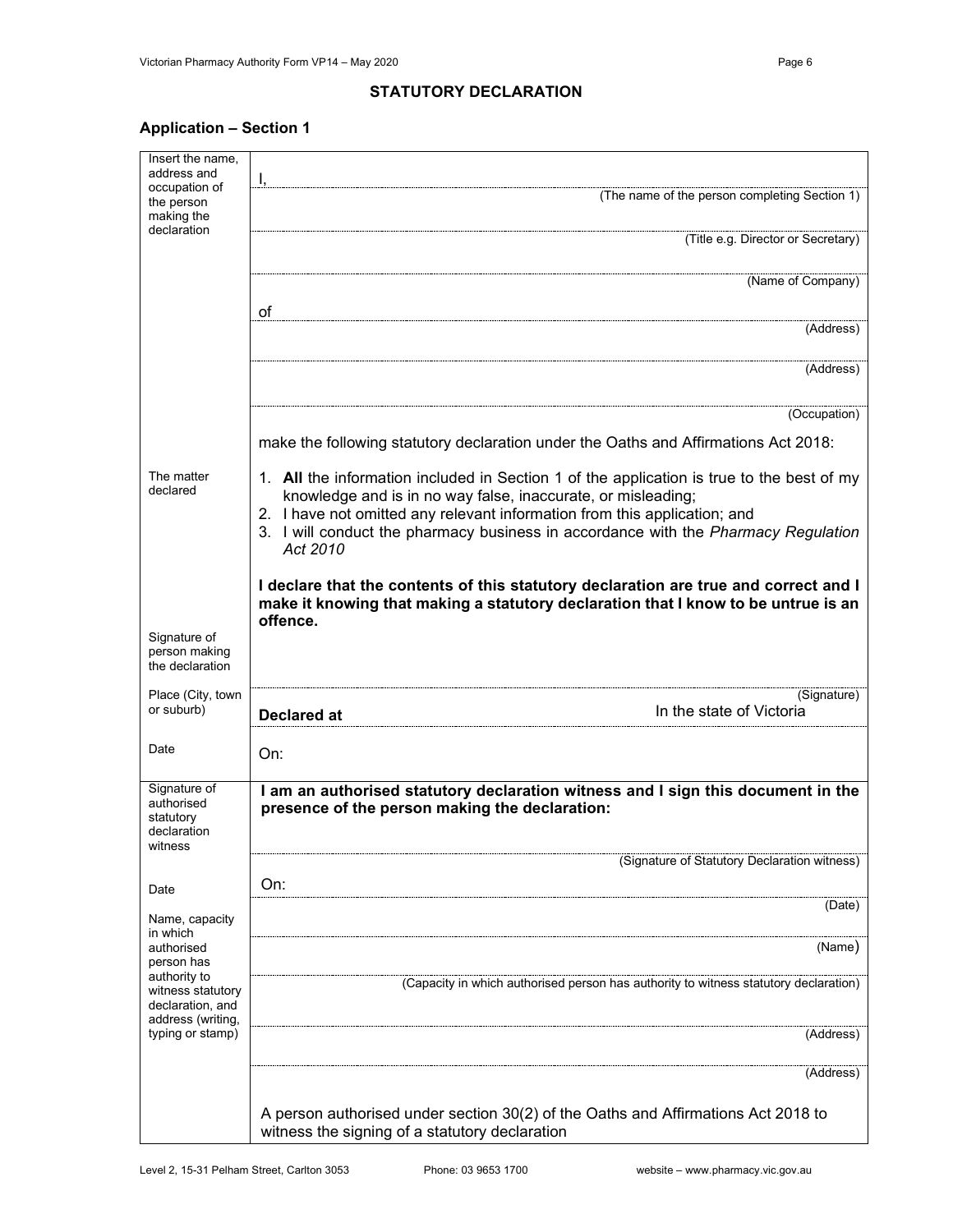## STATUTORY DECLARATION

### Application – Section 1

| | |
|---|---|
| Insert the name, address and occupation of the person making the declaration | I, <br> (The name of the person completing Section 1) <br><br> (Title e.g. Director or Secretary) <br><br> (Name of Company) <br><br> of <br> (Address) <br><br> (Address) <br><br> (Occupation) <br><br> make the following statutory declaration under the Oaths and Affirmations Act 2018: |
| The matter declared | 1. **All** the information included in Section 1 of the application is true to the best of my knowledge and is in no way false, inaccurate, or misleading; <br> 2. I have not omitted any relevant information from this application; and <br> 3. I will conduct the pharmacy business in accordance with the *Pharmacy Regulation Act 2010* <br><br> **I declare that the contents of this statutory declaration are true and correct and I make it knowing that making a statutory declaration that I know to be untrue is an offence.** |
| Signature of person making the declaration | (Signature) |
| Place (City, town or suburb) | **Declared at** In the state of Victoria |
| Date | On: |
| Signature of authorised statutory declaration witness | **I am an authorised statutory declaration witness and I sign this document in the presence of the person making the declaration:** <br><br> (Signature of Statutory Declaration witness) |
| Date | On: <br> (Date) |
| Name, capacity in which authorised person has authority to witness statutory declaration, and address (writing, typing or stamp) | (Name) <br><br> (Capacity in which authorised person has authority to witness statutory declaration) <br><br> (Address) <br><br> (Address) <br><br> A person authorised under section 30(2) of the Oaths and Affirmations Act 2018 to witness the signing of a statutory declaration |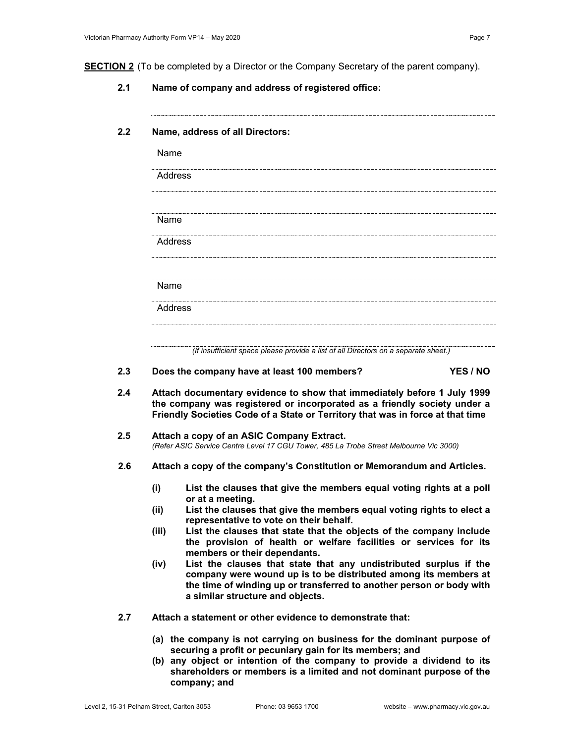**SECTION 2** (To be completed by a Director or the Company Secretary of the parent company).

**2.1 Name of company and address of registered office:**

..............................................................................................................................

**2.2 Name, address of all Directors:**

Name ..............................................................................................................................

Address ..............................................................................................................................

..............................................................................................................................

Name ..............................................................................................................................

Address ..............................................................................................................................

..............................................................................................................................

Name ..............................................................................................................................

Address ..............................................................................................................................

..............................................................................................................................

*(If insufficient space please provide a list of all Directors on a separate sheet.)*

**2.3 Does the company have at least 100 members? YES / NO**

**2.4 Attach documentary evidence to show that immediately before 1 July 1999 the company was registered or incorporated as a friendly society under a Friendly Societies Code of a State or Territory that was in force at that time**

**2.5 Attach a copy of an ASIC Company Extract.**
*(Refer ASIC Service Centre Level 17 CGU Tower, 485 La Trobe Street Melbourne Vic 3000)*

**2.6 Attach a copy of the company's Constitution or Memorandum and Articles.**

- **(i) List the clauses that give the members equal voting rights at a poll or at a meeting.**
- **(ii) List the clauses that give the members equal voting rights to elect a representative to vote on their behalf.**
- **(iii) List the clauses that state that the objects of the company include the provision of health or welfare facilities or services for its members or their dependants.**
- **(iv) List the clauses that state that any undistributed surplus if the company were wound up is to be distributed among its members at the time of winding up or transferred to another person or body with a similar structure and objects.**

**2.7 Attach a statement or other evidence to demonstrate that:**

- **(a) the company is not carrying on business for the dominant purpose of securing a profit or pecuniary gain for its members; and**
- **(b) any object or intention of the company to provide a dividend to its shareholders or members is a limited and not dominant purpose of the company; and**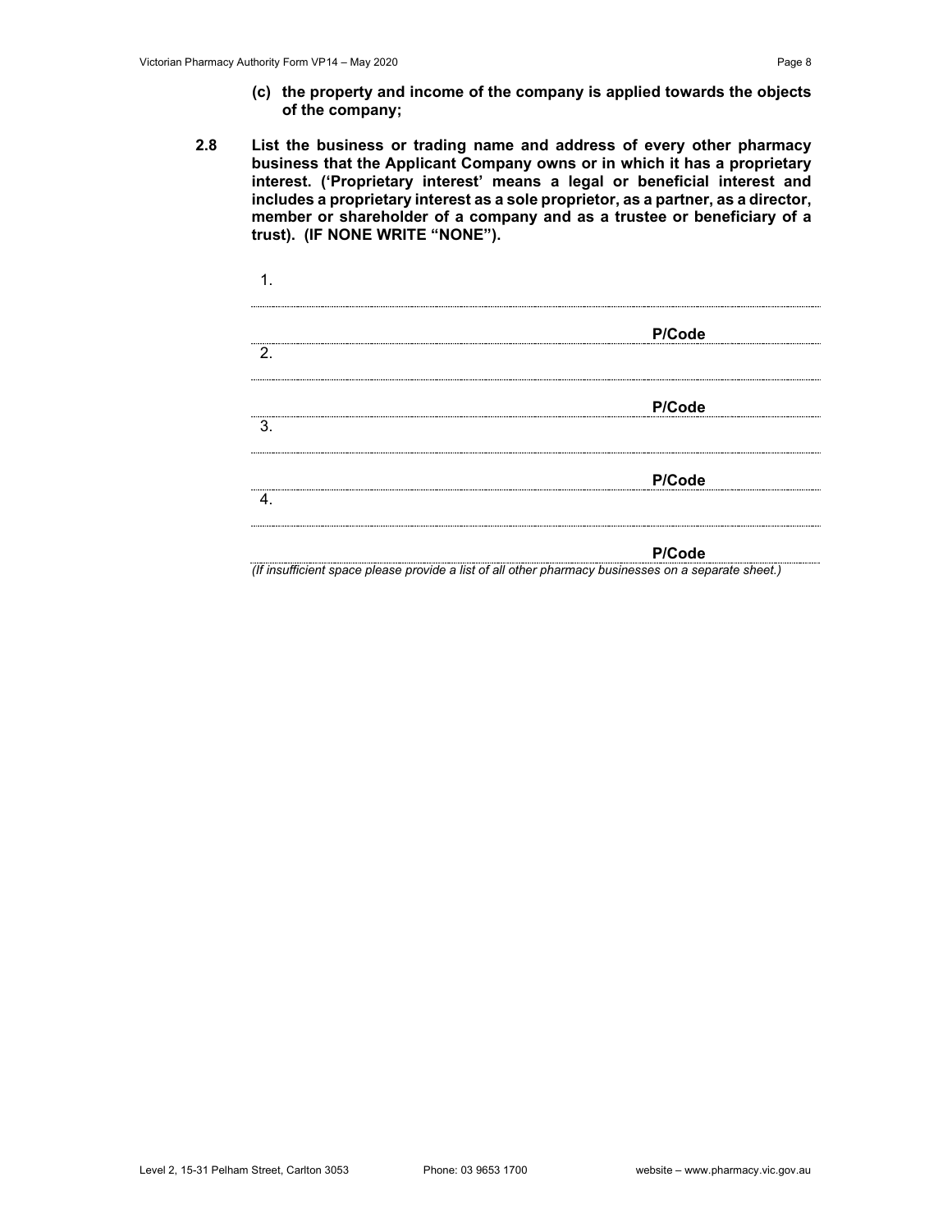**(c) the property and income of the company is applied towards the objects of the company;**

**2.8 List the business or trading name and address of every other pharmacy business that the Applicant Company owns or in which it has a proprietary interest. ('Proprietary interest' means a legal or beneficial interest and includes a proprietary interest as a sole proprietor, as a partner, as a director, member or shareholder of a company and as a trustee or beneficiary of a trust). (IF NONE WRITE "NONE").**

1. ..............................................................................................

.............................................................................................. **P/Code** ..............

2. ..............................................................................................

.............................................................................................. **P/Code** ..............

3. ..............................................................................................

.............................................................................................. **P/Code** ..............

4. ..............................................................................................

.............................................................................................. **P/Code** ..............

*(If insufficient space please provide a list of all other pharmacy businesses on a separate sheet.)*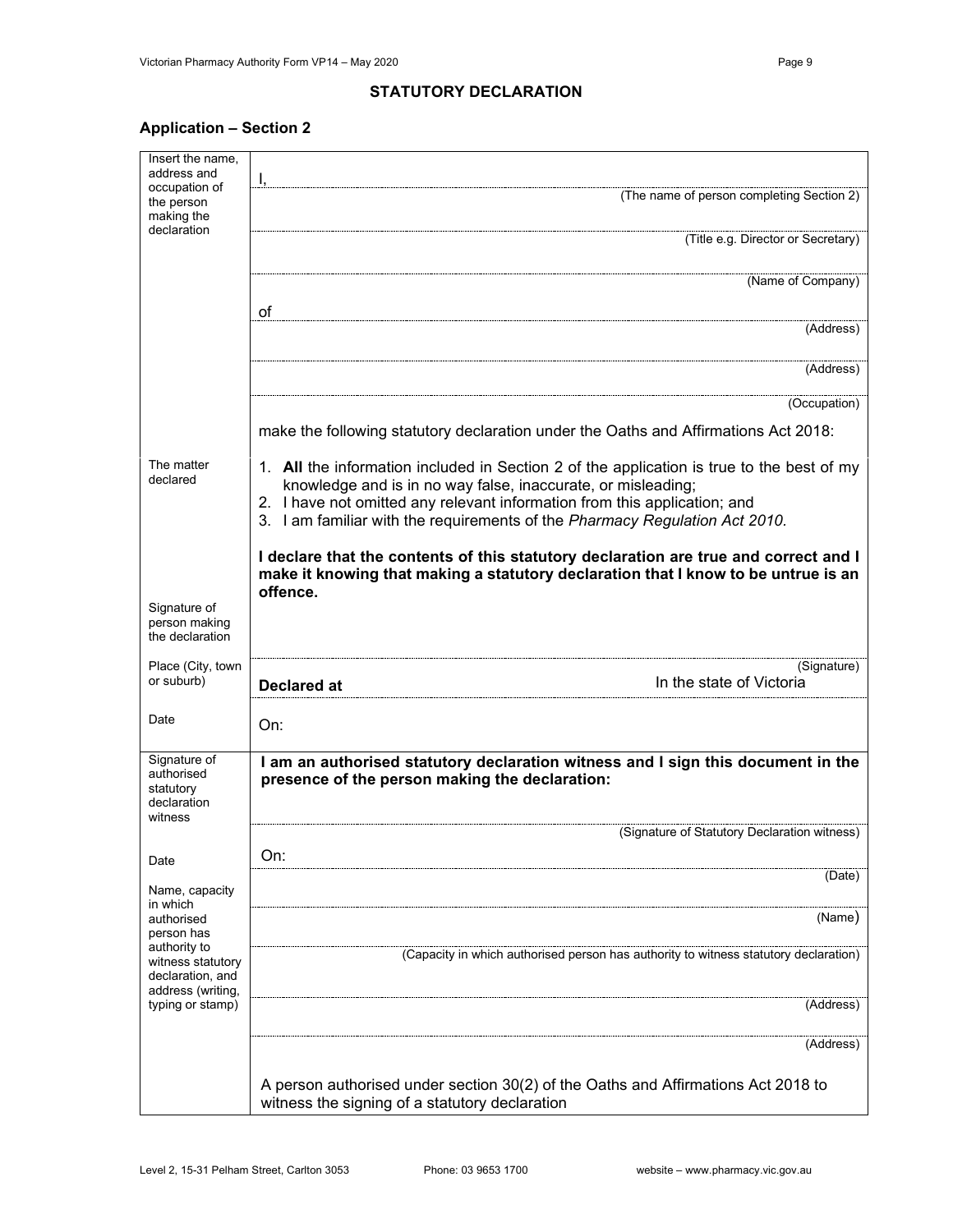## STATUTORY DECLARATION

### Application – Section 2

| | |
|---|---|
| Insert the name, address and occupation of the person making the declaration | I, (The name of person completing Section 2) |
| | (Title e.g. Director or Secretary) |
| | (Name of Company) |
| | of (Address) |
| | (Address) |
| | (Occupation) |
| | make the following statutory declaration under the Oaths and Affirmations Act 2018: |
| The matter declared | 1. **All** the information included in Section 2 of the application is true to the best of my knowledge and is in no way false, inaccurate, or misleading;<br>2. I have not omitted any relevant information from this application; and<br>3. I am familiar with the requirements of the *Pharmacy Regulation Act 2010*.<br><br>**I declare that the contents of this statutory declaration are true and correct and I make it knowing that making a statutory declaration that I know to be untrue is an offence.** |
| Signature of person making the declaration | (Signature) |
| Place (City, town or suburb) | **Declared at** In the state of Victoria |
| Date | On: |
| Signature of authorised statutory declaration witness | **I am an authorised statutory declaration witness and I sign this document in the presence of the person making the declaration:**<br><br>(Signature of Statutory Declaration witness) |
| Date | On: (Date) |
| Name, capacity in which authorised person has authority to witness statutory declaration, and address (writing, typing or stamp) | (Name) |
| | (Capacity in which authorised person has authority to witness statutory declaration) |
| | (Address) |
| | (Address) |
| | A person authorised under section 30(2) of the Oaths and Affirmations Act 2018 to witness the signing of a statutory declaration |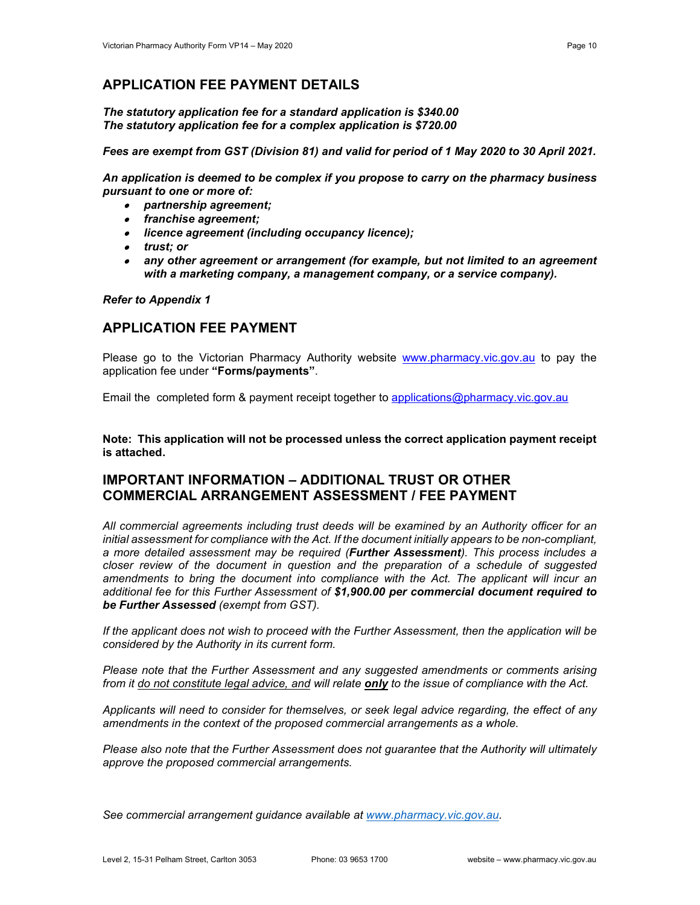## APPLICATION FEE PAYMENT DETAILS

***The statutory application fee for a standard application is $340.00***
***The statutory application fee for a complex application is $720.00***

***Fees are exempt from GST (Division 81) and valid for period of 1 May 2020 to 30 April 2021.***

***An application is deemed to be complex if you propose to carry on the pharmacy business pursuant to one or more of:***

- ***partnership agreement;***
- ***franchise agreement;***
- ***licence agreement (including occupancy licence);***
- ***trust; or***
- ***any other agreement or arrangement (for example, but not limited to an agreement with a marketing company, a management company, or a service company).***

***Refer to Appendix 1***

## APPLICATION FEE PAYMENT

Please go to the Victorian Pharmacy Authority website www.pharmacy.vic.gov.au to pay the application fee under **"Forms/payments"**.

Email the completed form & payment receipt together to applications@pharmacy.vic.gov.au

**Note: This application will not be processed unless the correct application payment receipt is attached.**

## IMPORTANT INFORMATION – ADDITIONAL TRUST OR OTHER COMMERCIAL ARRANGEMENT ASSESSMENT / FEE PAYMENT

*All commercial agreements including trust deeds will be examined by an Authority officer for an initial assessment for compliance with the Act. If the document initially appears to be non-compliant, a more detailed assessment may be required (**Further Assessment**). This process includes a closer review of the document in question and the preparation of a schedule of suggested amendments to bring the document into compliance with the Act. The applicant will incur an additional fee for this Further Assessment of **$1,900.00 per commercial document required to be Further Assessed** (exempt from GST).*

*If the applicant does not wish to proceed with the Further Assessment, then the application will be considered by the Authority in its current form.*

*Please note that the Further Assessment and any suggested amendments or comments arising from it do not constitute legal advice, and will relate **only** to the issue of compliance with the Act.*

*Applicants will need to consider for themselves, or seek legal advice regarding, the effect of any amendments in the context of the proposed commercial arrangements as a whole.*

*Please also note that the Further Assessment does not guarantee that the Authority will ultimately approve the proposed commercial arrangements.*

*See commercial arrangement guidance available at www.pharmacy.vic.gov.au.*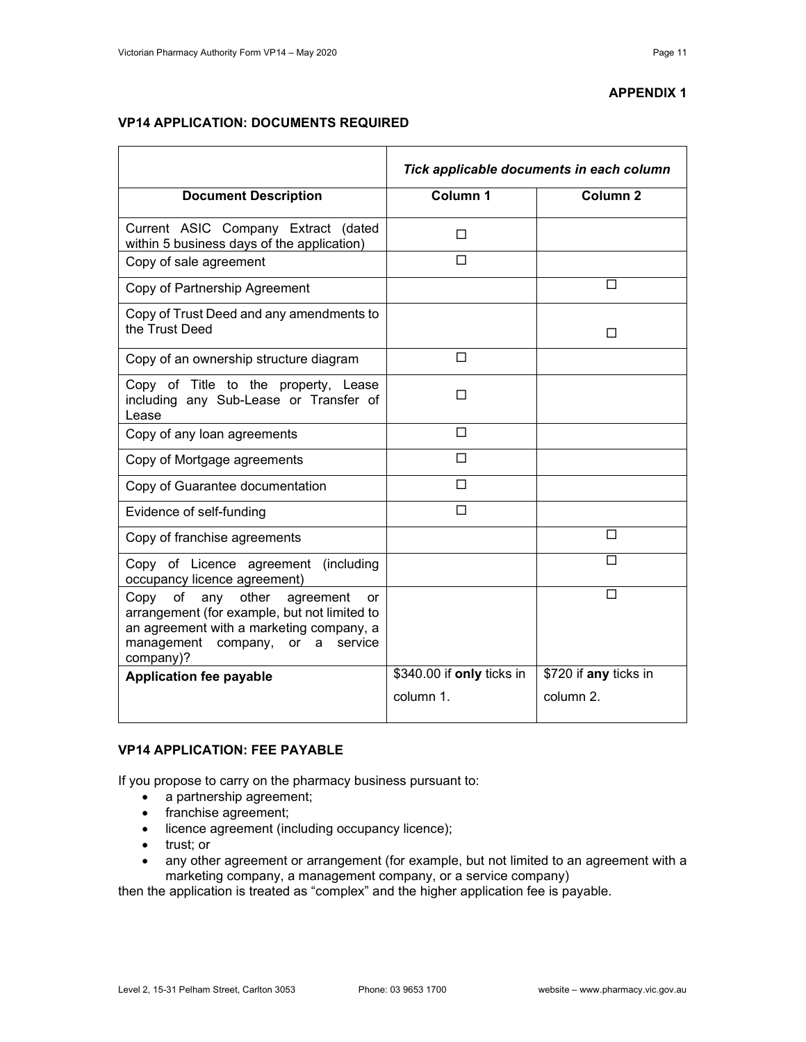**APPENDIX 1**

**VP14 APPLICATION: DOCUMENTS REQUIRED**

| | *Tick applicable documents in each column* | |
|---|---|---|
| **Document Description** | **Column 1** | **Column 2** |
| Current ASIC Company Extract (dated within 5 business days of the application) | ☐ | |
| Copy of sale agreement | ☐ | |
| Copy of Partnership Agreement | | ☐ |
| Copy of Trust Deed and any amendments to the Trust Deed | | ☐ |
| Copy of an ownership structure diagram | ☐ | |
| Copy of Title to the property, Lease including any Sub-Lease or Transfer of Lease | ☐ | |
| Copy of any loan agreements | ☐ | |
| Copy of Mortgage agreements | ☐ | |
| Copy of Guarantee documentation | ☐ | |
| Evidence of self-funding | ☐ | |
| Copy of franchise agreements | | ☐ |
| Copy of Licence agreement (including occupancy licence agreement) | | ☐ |
| Copy of any other agreement or arrangement (for example, but not limited to an agreement with a marketing company, a management company, or a service company)? | | ☐ |
| **Application fee payable** | $340.00 if **only** ticks in column 1. | $720 if **any** ticks in column 2. |

**VP14 APPLICATION: FEE PAYABLE**

If you propose to carry on the pharmacy business pursuant to:

- a partnership agreement;
- franchise agreement;
- licence agreement (including occupancy licence);
- trust; or
- any other agreement or arrangement (for example, but not limited to an agreement with a marketing company, a management company, or a service company)

then the application is treated as "complex" and the higher application fee is payable.